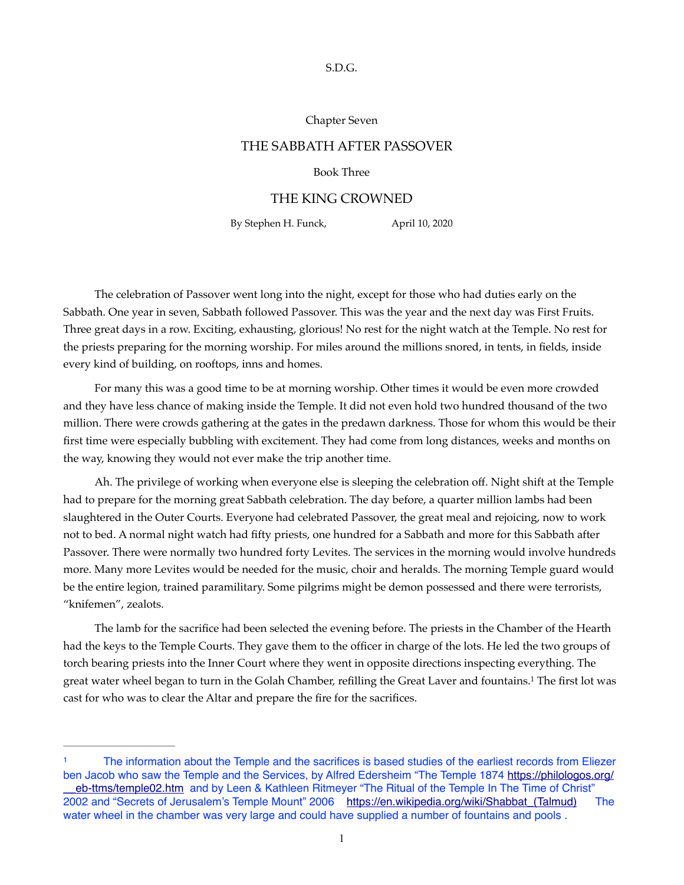S.D.G.

Chapter Seven

# THE SABBATH AFTER PASSOVER

Book Three

## THE KING CROWNED

By Stephen H. Funck, April 10, 2020

The celebration of Passover went long into the night, except for those who had duties early on the Sabbath. One year in seven, Sabbath followed Passover. This was the year and the next day was First Fruits. Three great days in a row. Exciting, exhausting, glorious! No rest for the night watch at the Temple. No rest for the priests preparing for the morning worship. For miles around the millions snored, in tents, in fields, inside every kind of building, on rooftops, inns and homes.

For many this was a good time to be at morning worship. Other times it would be even more crowded and they have less chance of making inside the Temple. It did not even hold two hundred thousand of the two million. There were crowds gathering at the gates in the predawn darkness. Those for whom this would be their first time were especially bubbling with excitement. They had come from long distances, weeks and months on the way, knowing they would not ever make the trip another time.

Ah. The privilege of working when everyone else is sleeping the celebration off. Night shift at the Temple had to prepare for the morning great Sabbath celebration. The day before, a quarter million lambs had been slaughtered in the Outer Courts. Everyone had celebrated Passover, the great meal and rejoicing, now to work not to bed. A normal night watch had fifty priests, one hundred for a Sabbath and more for this Sabbath after Passover. There were normally two hundred forty Levites. The services in the morning would involve hundreds more. Many more Levites would be needed for the music, choir and heralds. The morning Temple guard would be the entire legion, trained paramilitary. Some pilgrims might be demon possessed and there were terrorists, "knifemen", zealots.

The lamb for the sacrifice had been selected the evening before. The priests in the Chamber of the Hearth had the keys to the Temple Courts. They gave them to the officer in charge of the lots. He led the two groups of torch bearing priests into the Inner Court where they went in opposite directions inspecting everything. The great water wheel began to turn in the Golah Chamber, refilling the Great Laver and fountains.[1] The first lot was cast for who was to clear the Altar and prepare the fire for the sacrifices.

---

[1] The information about the Temple and the sacrifices is based studies of the earliest records from Eliezer ben Jacob who saw the Temple and the Services, by Alfred Edersheim "The Temple 1874 https://philologos.org/__eb-ttms/temple02.htm and by Leen & Kathleen Ritmeyer "The Ritual of the Temple In The Time of Christ" 2002 and "Secrets of Jerusalem's Temple Mount" 2006 https://en.wikipedia.org/wiki/Shabbat_(Talmud) The water wheel in the chamber was very large and could have supplied a number of fountains and pools .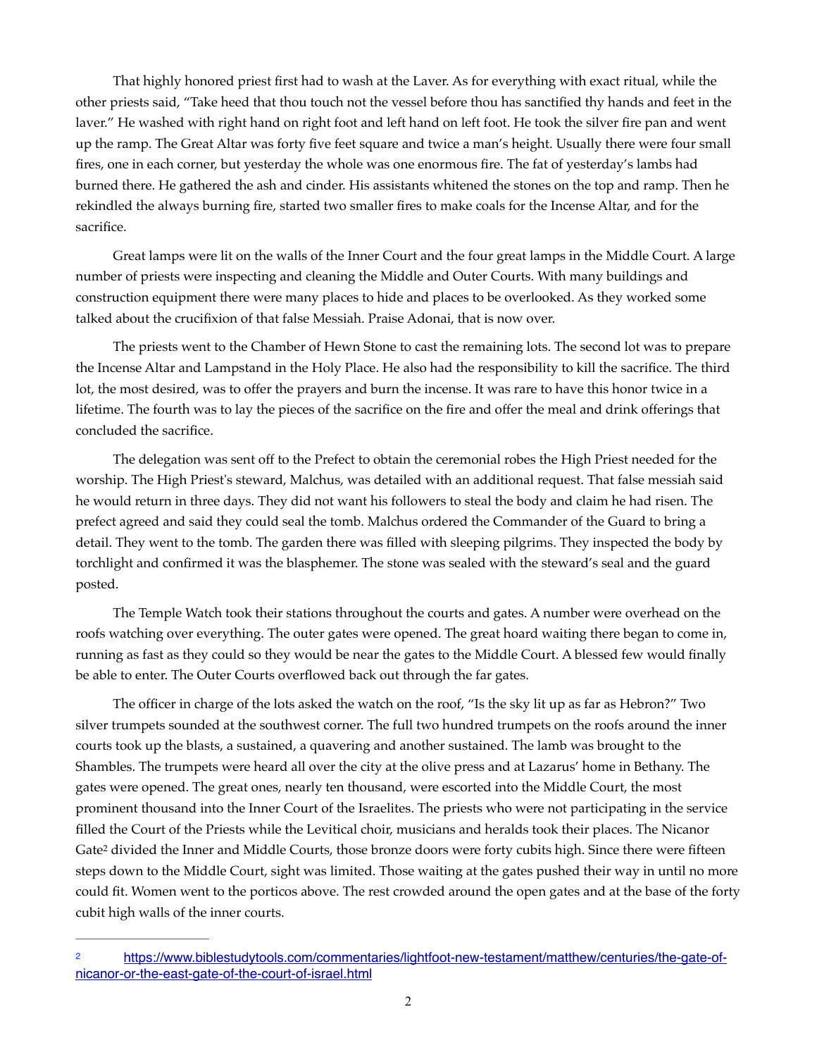That highly honored priest first had to wash at the Laver. As for everything with exact ritual, while the other priests said, "Take heed that thou touch not the vessel before thou has sanctified thy hands and feet in the laver." He washed with right hand on right foot and left hand on left foot. He took the silver fire pan and went up the ramp. The Great Altar was forty five feet square and twice a man's height. Usually there were four small fires, one in each corner, but yesterday the whole was one enormous fire. The fat of yesterday's lambs had burned there. He gathered the ash and cinder. His assistants whitened the stones on the top and ramp. Then he rekindled the always burning fire, started two smaller fires to make coals for the Incense Altar, and for the sacrifice.

Great lamps were lit on the walls of the Inner Court and the four great lamps in the Middle Court. A large number of priests were inspecting and cleaning the Middle and Outer Courts. With many buildings and construction equipment there were many places to hide and places to be overlooked. As they worked some talked about the crucifixion of that false Messiah. Praise Adonai, that is now over.

The priests went to the Chamber of Hewn Stone to cast the remaining lots. The second lot was to prepare the Incense Altar and Lampstand in the Holy Place. He also had the responsibility to kill the sacrifice. The third lot, the most desired, was to offer the prayers and burn the incense. It was rare to have this honor twice in a lifetime. The fourth was to lay the pieces of the sacrifice on the fire and offer the meal and drink offerings that concluded the sacrifice.

The delegation was sent off to the Prefect to obtain the ceremonial robes the High Priest needed for the worship. The High Priest's steward, Malchus, was detailed with an additional request. That false messiah said he would return in three days. They did not want his followers to steal the body and claim he had risen. The prefect agreed and said they could seal the tomb. Malchus ordered the Commander of the Guard to bring a detail. They went to the tomb. The garden there was filled with sleeping pilgrims. They inspected the body by torchlight and confirmed it was the blasphemer. The stone was sealed with the steward's seal and the guard posted.

The Temple Watch took their stations throughout the courts and gates. A number were overhead on the roofs watching over everything. The outer gates were opened. The great hoard waiting there began to come in, running as fast as they could so they would be near the gates to the Middle Court. A blessed few would finally be able to enter. The Outer Courts overflowed back out through the far gates.

The officer in charge of the lots asked the watch on the roof, "Is the sky lit up as far as Hebron?" Two silver trumpets sounded at the southwest corner. The full two hundred trumpets on the roofs around the inner courts took up the blasts, a sustained, a quavering and another sustained. The lamb was brought to the Shambles. The trumpets were heard all over the city at the olive press and at Lazarus' home in Bethany. The gates were opened. The great ones, nearly ten thousand, were escorted into the Middle Court, the most prominent thousand into the Inner Court of the Israelites. The priests who were not participating in the service filled the Court of the Priests while the Levitical choir, musicians and heralds took their places. The Nicanor Gate[2] divided the Inner and Middle Courts, those bronze doors were forty cubits high. Since there were fifteen steps down to the Middle Court, sight was limited. Those waiting at the gates pushed their way in until no more could fit. Women went to the porticos above. The rest crowded around the open gates and at the base of the forty cubit high walls of the inner courts.

---

[2] https://www.biblestudytools.com/commentaries/lightfoot-new-testament/matthew/centuries/the-gate-of-nicanor-or-the-east-gate-of-the-court-of-israel.html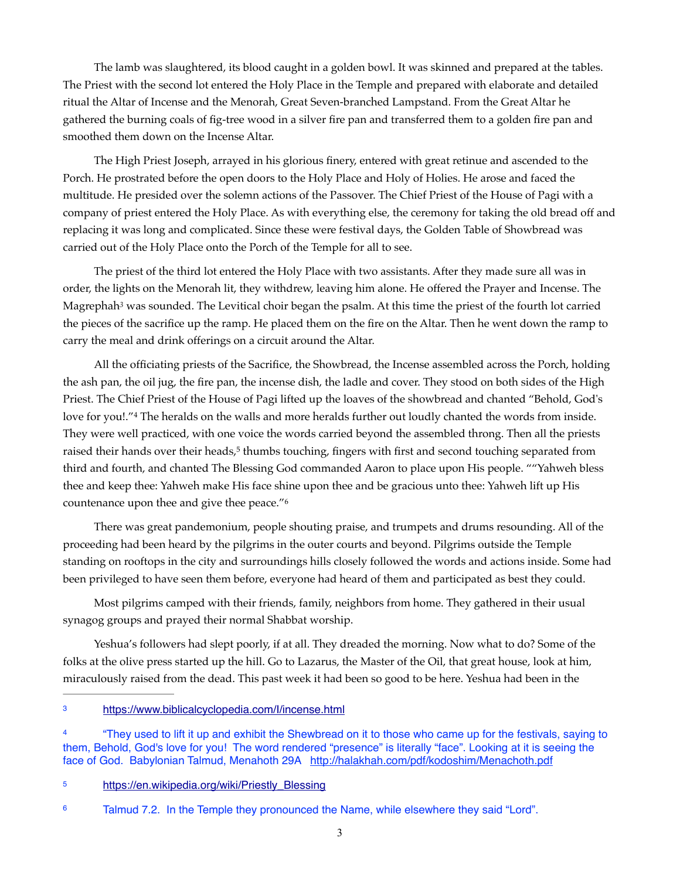The lamb was slaughtered, its blood caught in a golden bowl. It was skinned and prepared at the tables. The Priest with the second lot entered the Holy Place in the Temple and prepared with elaborate and detailed ritual the Altar of Incense and the Menorah, Great Seven-branched Lampstand. From the Great Altar he gathered the burning coals of fig-tree wood in a silver fire pan and transferred them to a golden fire pan and smoothed them down on the Incense Altar.

The High Priest Joseph, arrayed in his glorious finery, entered with great retinue and ascended to the Porch. He prostrated before the open doors to the Holy Place and Holy of Holies. He arose and faced the multitude. He presided over the solemn actions of the Passover. The Chief Priest of the House of Pagi with a company of priest entered the Holy Place. As with everything else, the ceremony for taking the old bread off and replacing it was long and complicated. Since these were festival days, the Golden Table of Showbread was carried out of the Holy Place onto the Porch of the Temple for all to see.

The priest of the third lot entered the Holy Place with two assistants. After they made sure all was in order, the lights on the Menorah lit, they withdrew, leaving him alone. He offered the Prayer and Incense. The Magrephah[3] was sounded. The Levitical choir began the psalm. At this time the priest of the fourth lot carried the pieces of the sacrifice up the ramp. He placed them on the fire on the Altar. Then he went down the ramp to carry the meal and drink offerings on a circuit around the Altar.

All the officiating priests of the Sacrifice, the Showbread, the Incense assembled across the Porch, holding the ash pan, the oil jug, the fire pan, the incense dish, the ladle and cover. They stood on both sides of the High Priest. The Chief Priest of the House of Pagi lifted up the loaves of the showbread and chanted "Behold, God's love for you!."[4] The heralds on the walls and more heralds further out loudly chanted the words from inside. They were well practiced, with one voice the words carried beyond the assembled throng. Then all the priests raised their hands over their heads,[5] thumbs touching, fingers with first and second touching separated from third and fourth, and chanted The Blessing God commanded Aaron to place upon His people. ""Yahweh bless thee and keep thee: Yahweh make His face shine upon thee and be gracious unto thee: Yahweh lift up His countenance upon thee and give thee peace."[6]

There was great pandemonium, people shouting praise, and trumpets and drums resounding. All of the proceeding had been heard by the pilgrims in the outer courts and beyond. Pilgrims outside the Temple standing on rooftops in the city and surroundings hills closely followed the words and actions inside. Some had been privileged to have seen them before, everyone had heard of them and participated as best they could.

Most pilgrims camped with their friends, family, neighbors from home. They gathered in their usual synagog groups and prayed their normal Shabbat worship.

Yeshua's followers had slept poorly, if at all. They dreaded the morning. Now what to do? Some of the folks at the olive press started up the hill. Go to Lazarus, the Master of the Oil, that great house, look at him, miraculously raised from the dead. This past week it had been so good to be here. Yeshua had been in the

---

[3] https://www.biblicalcyclopedia.com/I/incense.html

[4] "They used to lift it up and exhibit the Shewbread on it to those who came up for the festivals, saying to them, Behold, God's love for you! The word rendered "presence" is literally "face". Looking at it is seeing the face of God. Babylonian Talmud, Menahoth 29A http://halakhah.com/pdf/kodoshim/Menachoth.pdf

[5] https://en.wikipedia.org/wiki/Priestly_Blessing

[6] Talmud 7.2. In the Temple they pronounced the Name, while elsewhere they said "Lord".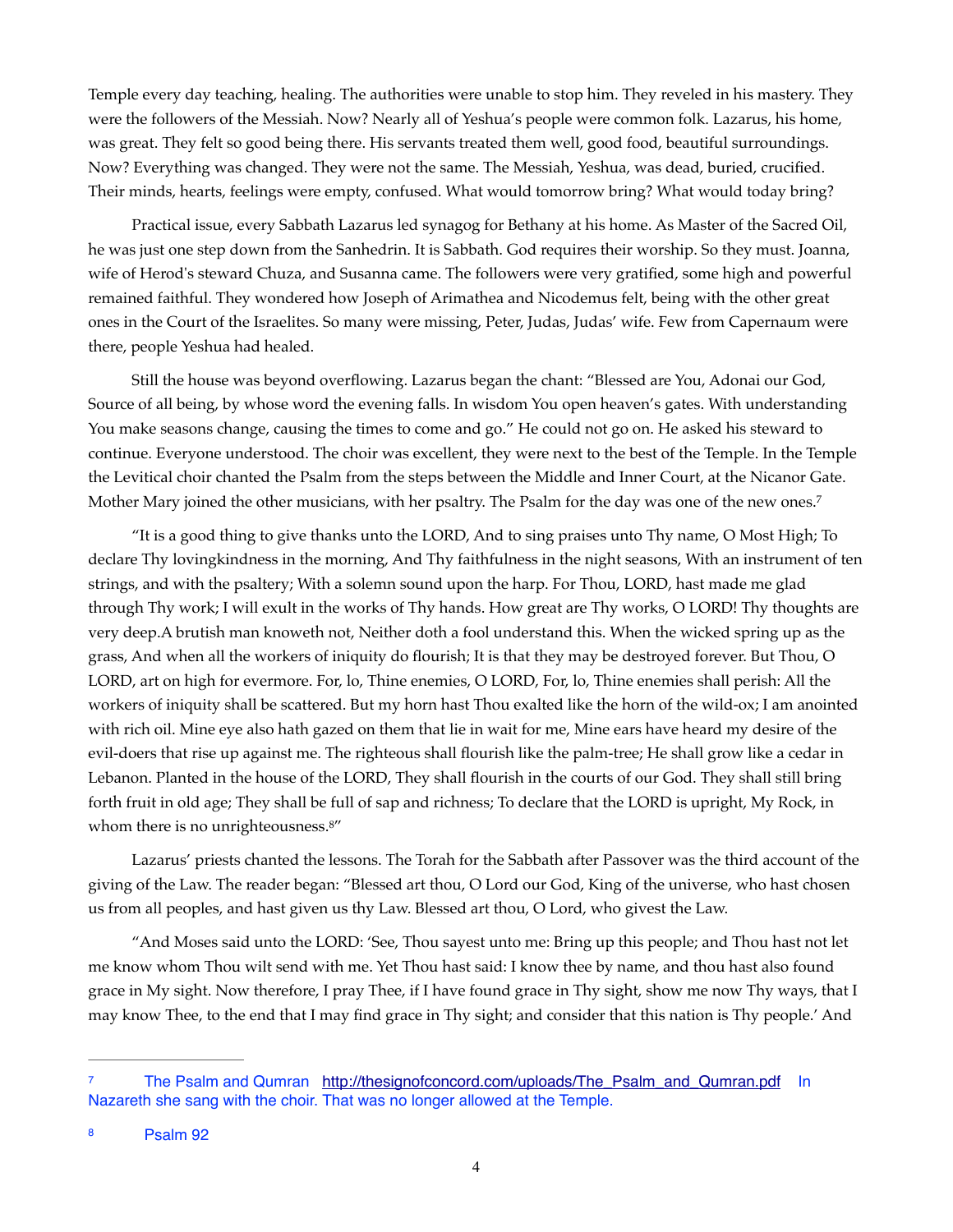Temple every day teaching, healing. The authorities were unable to stop him. They reveled in his mastery. They were the followers of the Messiah. Now? Nearly all of Yeshua's people were common folk. Lazarus, his home, was great. They felt so good being there. His servants treated them well, good food, beautiful surroundings. Now? Everything was changed. They were not the same. The Messiah, Yeshua, was dead, buried, crucified. Their minds, hearts, feelings were empty, confused. What would tomorrow bring? What would today bring?

Practical issue, every Sabbath Lazarus led synagog for Bethany at his home. As Master of the Sacred Oil, he was just one step down from the Sanhedrin. It is Sabbath. God requires their worship. So they must. Joanna, wife of Herod's steward Chuza, and Susanna came. The followers were very gratified, some high and powerful remained faithful. They wondered how Joseph of Arimathea and Nicodemus felt, being with the other great ones in the Court of the Israelites. So many were missing, Peter, Judas, Judas' wife. Few from Capernaum were there, people Yeshua had healed.

Still the house was beyond overflowing. Lazarus began the chant: "Blessed are You, Adonai our God, Source of all being, by whose word the evening falls. In wisdom You open heaven's gates. With understanding You make seasons change, causing the times to come and go." He could not go on. He asked his steward to continue. Everyone understood. The choir was excellent, they were next to the best of the Temple. In the Temple the Levitical choir chanted the Psalm from the steps between the Middle and Inner Court, at the Nicanor Gate. Mother Mary joined the other musicians, with her psaltry. The Psalm for the day was one of the new ones.[7]

"It is a good thing to give thanks unto the LORD, And to sing praises unto Thy name, O Most High; To declare Thy lovingkindness in the morning, And Thy faithfulness in the night seasons, With an instrument of ten strings, and with the psaltery; With a solemn sound upon the harp. For Thou, LORD, hast made me glad through Thy work; I will exult in the works of Thy hands. How great are Thy works, O LORD! Thy thoughts are very deep.A brutish man knoweth not, Neither doth a fool understand this. When the wicked spring up as the grass, And when all the workers of iniquity do flourish; It is that they may be destroyed forever. But Thou, O LORD, art on high for evermore. For, lo, Thine enemies, O LORD, For, lo, Thine enemies shall perish: All the workers of iniquity shall be scattered. But my horn hast Thou exalted like the horn of the wild-ox; I am anointed with rich oil. Mine eye also hath gazed on them that lie in wait for me, Mine ears have heard my desire of the evil-doers that rise up against me. The righteous shall flourish like the palm-tree; He shall grow like a cedar in Lebanon. Planted in the house of the LORD, They shall flourish in the courts of our God. They shall still bring forth fruit in old age; They shall be full of sap and richness; To declare that the LORD is upright, My Rock, in whom there is no unrighteousness.[8]"

Lazarus' priests chanted the lessons. The Torah for the Sabbath after Passover was the third account of the giving of the Law. The reader began: "Blessed art thou, O Lord our God, King of the universe, who hast chosen us from all peoples, and hast given us thy Law. Blessed art thou, O Lord, who givest the Law.

"And Moses said unto the LORD: 'See, Thou sayest unto me: Bring up this people; and Thou hast not let me know whom Thou wilt send with me. Yet Thou hast said: I know thee by name, and thou hast also found grace in My sight. Now therefore, I pray Thee, if I have found grace in Thy sight, show me now Thy ways, that I may know Thee, to the end that I may find grace in Thy sight; and consider that this nation is Thy people.' And

---

[7] The Psalm and Qumran http://thesignofconcord.com/uploads/The_Psalm_and_Qumran.pdf In Nazareth she sang with the choir. That was no longer allowed at the Temple.

[8] Psalm 92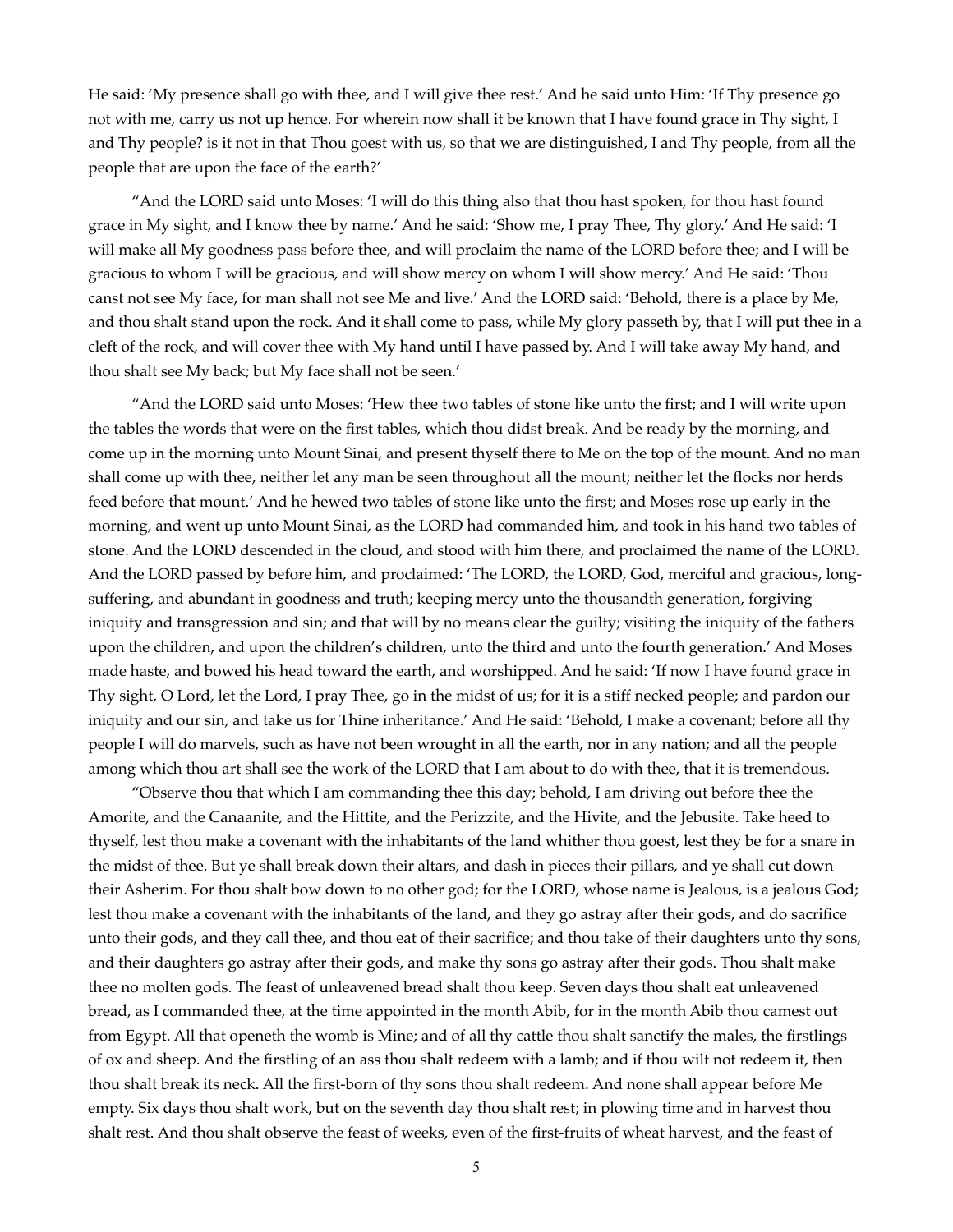He said: 'My presence shall go with thee, and I will give thee rest.' And he said unto Him: 'If Thy presence go not with me, carry us not up hence. For wherein now shall it be known that I have found grace in Thy sight, I and Thy people? is it not in that Thou goest with us, so that we are distinguished, I and Thy people, from all the people that are upon the face of the earth?'

"And the LORD said unto Moses: 'I will do this thing also that thou hast spoken, for thou hast found grace in My sight, and I know thee by name.' And he said: 'Show me, I pray Thee, Thy glory.' And He said: 'I will make all My goodness pass before thee, and will proclaim the name of the LORD before thee; and I will be gracious to whom I will be gracious, and will show mercy on whom I will show mercy.' And He said: 'Thou canst not see My face, for man shall not see Me and live.' And the LORD said: 'Behold, there is a place by Me, and thou shalt stand upon the rock. And it shall come to pass, while My glory passeth by, that I will put thee in a cleft of the rock, and will cover thee with My hand until I have passed by. And I will take away My hand, and thou shalt see My back; but My face shall not be seen.'

"And the LORD said unto Moses: 'Hew thee two tables of stone like unto the first; and I will write upon the tables the words that were on the first tables, which thou didst break. And be ready by the morning, and come up in the morning unto Mount Sinai, and present thyself there to Me on the top of the mount. And no man shall come up with thee, neither let any man be seen throughout all the mount; neither let the flocks nor herds feed before that mount.' And he hewed two tables of stone like unto the first; and Moses rose up early in the morning, and went up unto Mount Sinai, as the LORD had commanded him, and took in his hand two tables of stone. And the LORD descended in the cloud, and stood with him there, and proclaimed the name of the LORD. And the LORD passed by before him, and proclaimed: 'The LORD, the LORD, God, merciful and gracious, long-suffering, and abundant in goodness and truth; keeping mercy unto the thousandth generation, forgiving iniquity and transgression and sin; and that will by no means clear the guilty; visiting the iniquity of the fathers upon the children, and upon the children's children, unto the third and unto the fourth generation.' And Moses made haste, and bowed his head toward the earth, and worshipped. And he said: 'If now I have found grace in Thy sight, O Lord, let the Lord, I pray Thee, go in the midst of us; for it is a stiff necked people; and pardon our iniquity and our sin, and take us for Thine inheritance.' And He said: 'Behold, I make a covenant; before all thy people I will do marvels, such as have not been wrought in all the earth, nor in any nation; and all the people among which thou art shall see the work of the LORD that I am about to do with thee, that it is tremendous.

"Observe thou that which I am commanding thee this day; behold, I am driving out before thee the Amorite, and the Canaanite, and the Hittite, and the Perizzite, and the Hivite, and the Jebusite. Take heed to thyself, lest thou make a covenant with the inhabitants of the land whither thou goest, lest they be for a snare in the midst of thee. But ye shall break down their altars, and dash in pieces their pillars, and ye shall cut down their Asherim. For thou shalt bow down to no other god; for the LORD, whose name is Jealous, is a jealous God; lest thou make a covenant with the inhabitants of the land, and they go astray after their gods, and do sacrifice unto their gods, and they call thee, and thou eat of their sacrifice; and thou take of their daughters unto thy sons, and their daughters go astray after their gods, and make thy sons go astray after their gods. Thou shalt make thee no molten gods. The feast of unleavened bread shalt thou keep. Seven days thou shalt eat unleavened bread, as I commanded thee, at the time appointed in the month Abib, for in the month Abib thou camest out from Egypt. All that openeth the womb is Mine; and of all thy cattle thou shalt sanctify the males, the firstlings of ox and sheep. And the firstling of an ass thou shalt redeem with a lamb; and if thou wilt not redeem it, then thou shalt break its neck. All the first-born of thy sons thou shalt redeem. And none shall appear before Me empty. Six days thou shalt work, but on the seventh day thou shalt rest; in plowing time and in harvest thou shalt rest. And thou shalt observe the feast of weeks, even of the first-fruits of wheat harvest, and the feast of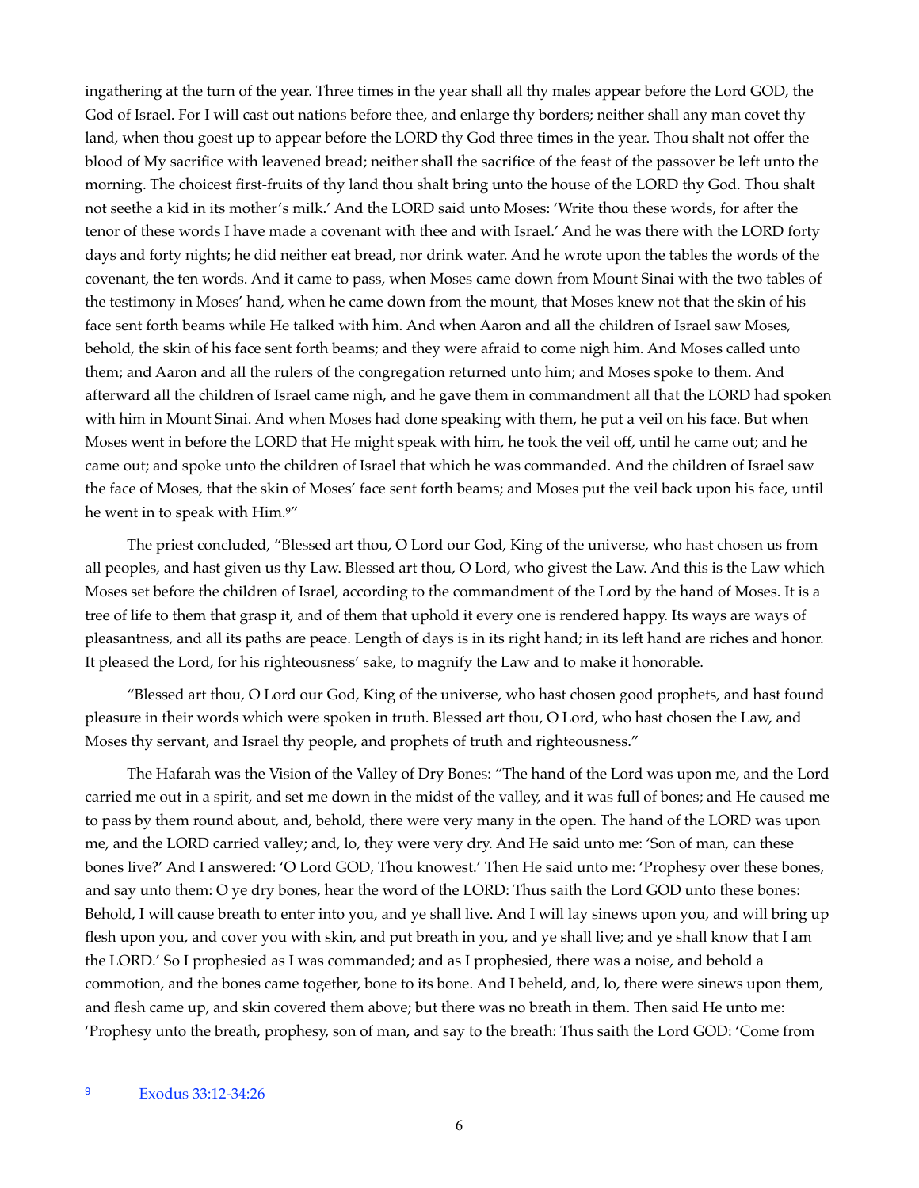ingathering at the turn of the year. Three times in the year shall all thy males appear before the Lord GOD, the God of Israel. For I will cast out nations before thee, and enlarge thy borders; neither shall any man covet thy land, when thou goest up to appear before the LORD thy God three times in the year. Thou shalt not offer the blood of My sacrifice with leavened bread; neither shall the sacrifice of the feast of the passover be left unto the morning. The choicest first-fruits of thy land thou shalt bring unto the house of the LORD thy God. Thou shalt not seethe a kid in its mother's milk.' And the LORD said unto Moses: 'Write thou these words, for after the tenor of these words I have made a covenant with thee and with Israel.' And he was there with the LORD forty days and forty nights; he did neither eat bread, nor drink water. And he wrote upon the tables the words of the covenant, the ten words. And it came to pass, when Moses came down from Mount Sinai with the two tables of the testimony in Moses' hand, when he came down from the mount, that Moses knew not that the skin of his face sent forth beams while He talked with him. And when Aaron and all the children of Israel saw Moses, behold, the skin of his face sent forth beams; and they were afraid to come nigh him. And Moses called unto them; and Aaron and all the rulers of the congregation returned unto him; and Moses spoke to them. And afterward all the children of Israel came nigh, and he gave them in commandment all that the LORD had spoken with him in Mount Sinai. And when Moses had done speaking with them, he put a veil on his face. But when Moses went in before the LORD that He might speak with him, he took the veil off, until he came out; and he came out; and spoke unto the children of Israel that which he was commanded. And the children of Israel saw the face of Moses, that the skin of Moses' face sent forth beams; and Moses put the veil back upon his face, until he went in to speak with Him.[9]"

The priest concluded, "Blessed art thou, O Lord our God, King of the universe, who hast chosen us from all peoples, and hast given us thy Law. Blessed art thou, O Lord, who givest the Law. And this is the Law which Moses set before the children of Israel, according to the commandment of the Lord by the hand of Moses. It is a tree of life to them that grasp it, and of them that uphold it every one is rendered happy. Its ways are ways of pleasantness, and all its paths are peace. Length of days is in its right hand; in its left hand are riches and honor. It pleased the Lord, for his righteousness' sake, to magnify the Law and to make it honorable.

"Blessed art thou, O Lord our God, King of the universe, who hast chosen good prophets, and hast found pleasure in their words which were spoken in truth. Blessed art thou, O Lord, who hast chosen the Law, and Moses thy servant, and Israel thy people, and prophets of truth and righteousness."

The Hafarah was the Vision of the Valley of Dry Bones: "The hand of the Lord was upon me, and the Lord carried me out in a spirit, and set me down in the midst of the valley, and it was full of bones; and He caused me to pass by them round about, and, behold, there were very many in the open. The hand of the LORD was upon me, and the LORD carried valley; and, lo, they were very dry. And He said unto me: 'Son of man, can these bones live?' And I answered: 'O Lord GOD, Thou knowest.' Then He said unto me: 'Prophesy over these bones, and say unto them: O ye dry bones, hear the word of the LORD: Thus saith the Lord GOD unto these bones: Behold, I will cause breath to enter into you, and ye shall live. And I will lay sinews upon you, and will bring up flesh upon you, and cover you with skin, and put breath in you, and ye shall live; and ye shall know that I am the LORD.' So I prophesied as I was commanded; and as I prophesied, there was a noise, and behold a commotion, and the bones came together, bone to its bone. And I beheld, and, lo, there were sinews upon them, and flesh came up, and skin covered them above; but there was no breath in them. Then said He unto me: 'Prophesy unto the breath, prophesy, son of man, and say to the breath: Thus saith the Lord GOD: 'Come from

---

[9] Exodus 33:12-34:26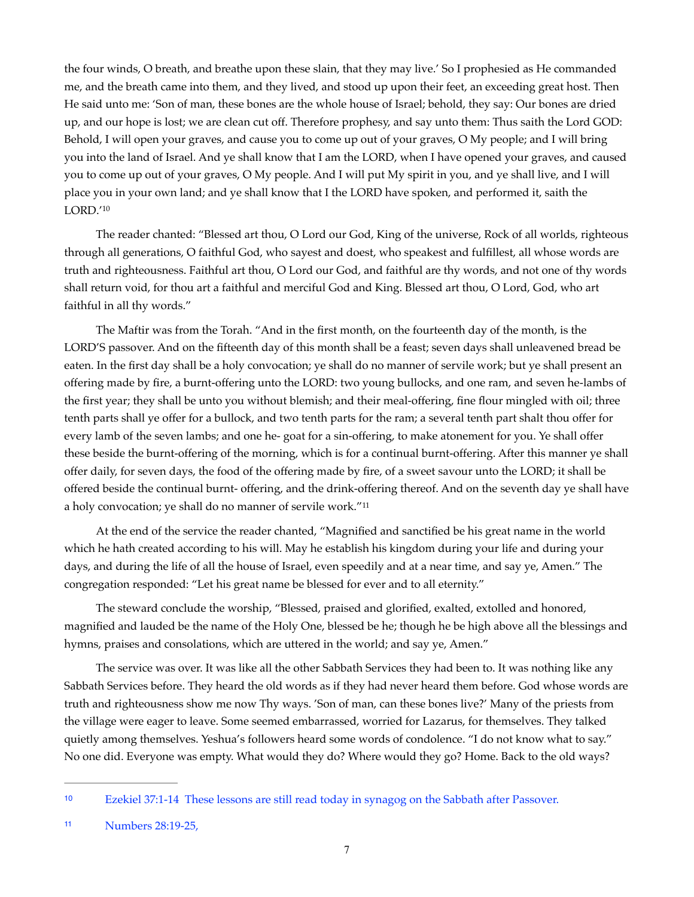the four winds, O breath, and breathe upon these slain, that they may live.' So I prophesied as He commanded me, and the breath came into them, and they lived, and stood up upon their feet, an exceeding great host. Then He said unto me: 'Son of man, these bones are the whole house of Israel; behold, they say: Our bones are dried up, and our hope is lost; we are clean cut off. Therefore prophesy, and say unto them: Thus saith the Lord GOD: Behold, I will open your graves, and cause you to come up out of your graves, O My people; and I will bring you into the land of Israel. And ye shall know that I am the LORD, when I have opened your graves, and caused you to come up out of your graves, O My people. And I will put My spirit in you, and ye shall live, and I will place you in your own land; and ye shall know that I the LORD have spoken, and performed it, saith the LORD.'[10]

The reader chanted: "Blessed art thou, O Lord our God, King of the universe, Rock of all worlds, righteous through all generations, O faithful God, who sayest and doest, who speakest and fulfillest, all whose words are truth and righteousness. Faithful art thou, O Lord our God, and faithful are thy words, and not one of thy words shall return void, for thou art a faithful and merciful God and King. Blessed art thou, O Lord, God, who art faithful in all thy words."

The Maftir was from the Torah. "And in the first month, on the fourteenth day of the month, is the LORD'S passover. And on the fifteenth day of this month shall be a feast; seven days shall unleavened bread be eaten. In the first day shall be a holy convocation; ye shall do no manner of servile work; but ye shall present an offering made by fire, a burnt-offering unto the LORD: two young bullocks, and one ram, and seven he-lambs of the first year; they shall be unto you without blemish; and their meal-offering, fine flour mingled with oil; three tenth parts shall ye offer for a bullock, and two tenth parts for the ram; a several tenth part shalt thou offer for every lamb of the seven lambs; and one he- goat for a sin-offering, to make atonement for you. Ye shall offer these beside the burnt-offering of the morning, which is for a continual burnt-offering. After this manner ye shall offer daily, for seven days, the food of the offering made by fire, of a sweet savour unto the LORD; it shall be offered beside the continual burnt- offering, and the drink-offering thereof. And on the seventh day ye shall have a holy convocation; ye shall do no manner of servile work."[11]

At the end of the service the reader chanted, "Magnified and sanctified be his great name in the world which he hath created according to his will. May he establish his kingdom during your life and during your days, and during the life of all the house of Israel, even speedily and at a near time, and say ye, Amen." The congregation responded: "Let his great name be blessed for ever and to all eternity."

The steward conclude the worship, "Blessed, praised and glorified, exalted, extolled and honored, magnified and lauded be the name of the Holy One, blessed be he; though he be high above all the blessings and hymns, praises and consolations, which are uttered in the world; and say ye, Amen."

The service was over. It was like all the other Sabbath Services they had been to. It was nothing like any Sabbath Services before. They heard the old words as if they had never heard them before. God whose words are truth and righteousness show me now Thy ways. 'Son of man, can these bones live?' Many of the priests from the village were eager to leave. Some seemed embarrassed, worried for Lazarus, for themselves. They talked quietly among themselves. Yeshua's followers heard some words of condolence. "I do not know what to say." No one did. Everyone was empty. What would they do? Where would they go? Home. Back to the old ways?

---

[10] Ezekiel 37:1-14 These lessons are still read today in synagog on the Sabbath after Passover.

[11] Numbers 28:19-25,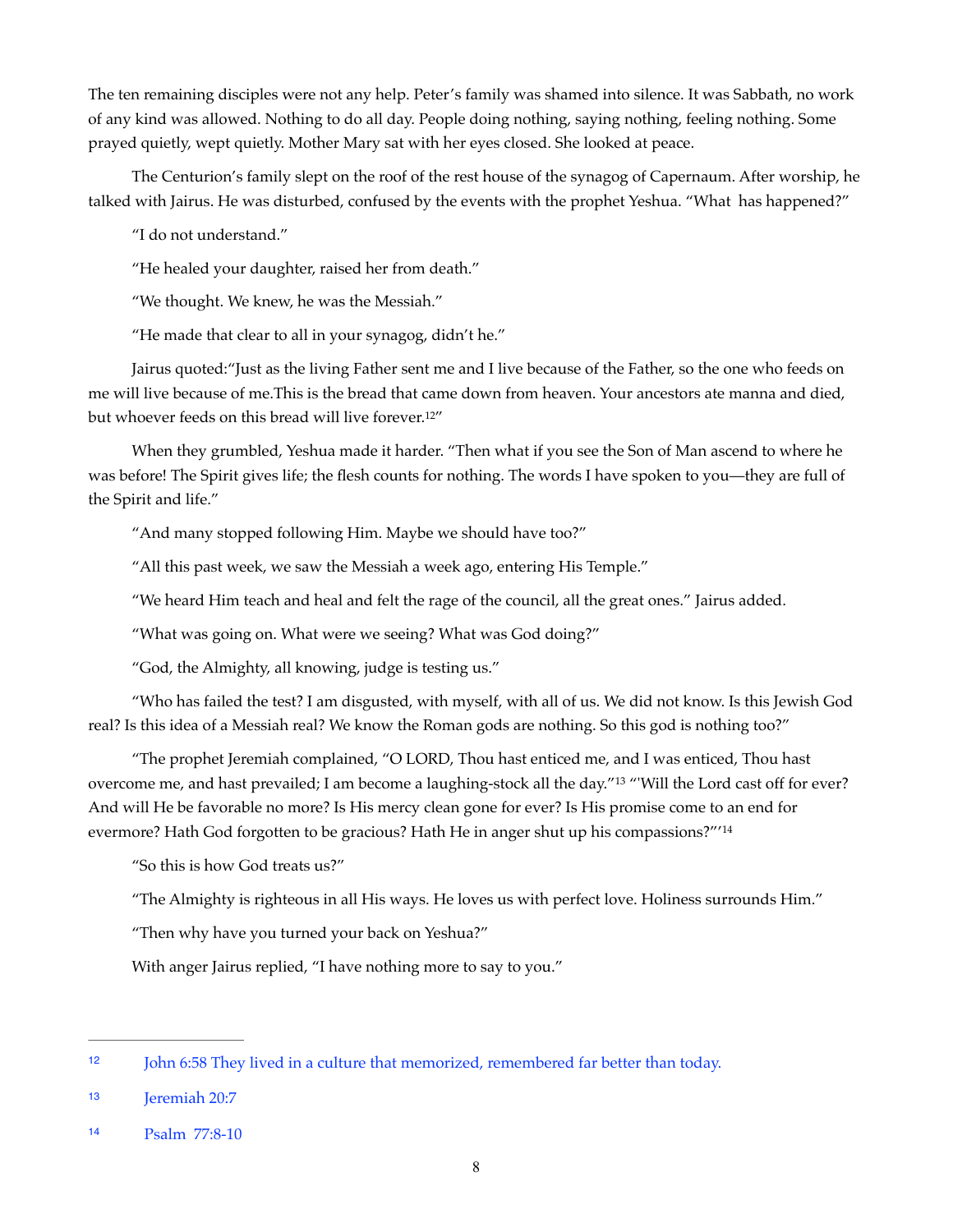The ten remaining disciples were not any help. Peter's family was shamed into silence. It was Sabbath, no work of any kind was allowed. Nothing to do all day. People doing nothing, saying nothing, feeling nothing. Some prayed quietly, wept quietly. Mother Mary sat with her eyes closed. She looked at peace.

The Centurion's family slept on the roof of the rest house of the synagog of Capernaum. After worship, he talked with Jairus. He was disturbed, confused by the events with the prophet Yeshua. "What has happened?"

"I do not understand."

"He healed your daughter, raised her from death."

"We thought. We knew, he was the Messiah."

"He made that clear to all in your synagog, didn't he."

Jairus quoted:"Just as the living Father sent me and I live because of the Father, so the one who feeds on me will live because of me.This is the bread that came down from heaven. Your ancestors ate manna and died, but whoever feeds on this bread will live forever.[12]"

When they grumbled, Yeshua made it harder. "Then what if you see the Son of Man ascend to where he was before! The Spirit gives life; the flesh counts for nothing. The words I have spoken to you—they are full of the Spirit and life."

"And many stopped following Him. Maybe we should have too?"

"All this past week, we saw the Messiah a week ago, entering His Temple."

"We heard Him teach and heal and felt the rage of the council, all the great ones." Jairus added.

"What was going on. What were we seeing? What was God doing?"

"God, the Almighty, all knowing, judge is testing us."

"Who has failed the test? I am disgusted, with myself, with all of us. We did not know. Is this Jewish God real? Is this idea of a Messiah real? We know the Roman gods are nothing. So this god is nothing too?"

"The prophet Jeremiah complained, "O LORD, Thou hast enticed me, and I was enticed, Thou hast overcome me, and hast prevailed; I am become a laughing-stock all the day."[13] "'Will the Lord cast off for ever? And will He be favorable no more? Is His mercy clean gone for ever? Is His promise come to an end for evermore? Hath God forgotten to be gracious? Hath He in anger shut up his compassions?"'[14]

"So this is how God treats us?"

"The Almighty is righteous in all His ways. He loves us with perfect love. Holiness surrounds Him."

"Then why have you turned your back on Yeshua?"

With anger Jairus replied, "I have nothing more to say to you."

---

[12] John 6:58 They lived in a culture that memorized, remembered far better than today.

[13] Jeremiah 20:7

[14] Psalm 77:8-10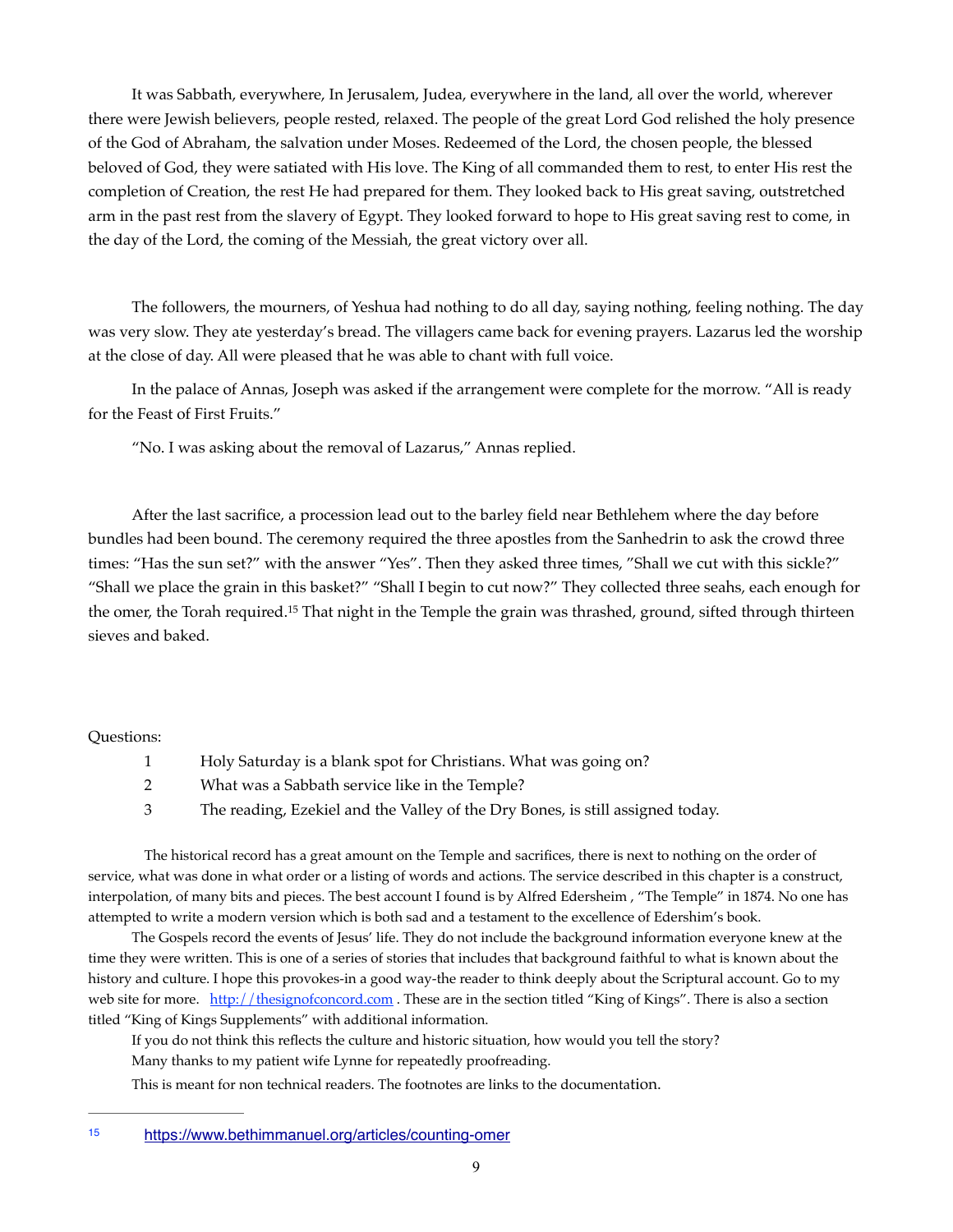It was Sabbath, everywhere, In Jerusalem, Judea, everywhere in the land, all over the world, wherever there were Jewish believers, people rested, relaxed. The people of the great Lord God relished the holy presence of the God of Abraham, the salvation under Moses. Redeemed of the Lord, the chosen people, the blessed beloved of God, they were satiated with His love. The King of all commanded them to rest, to enter His rest the completion of Creation, the rest He had prepared for them. They looked back to His great saving, outstretched arm in the past rest from the slavery of Egypt. They looked forward to hope to His great saving rest to come, in the day of the Lord, the coming of the Messiah, the great victory over all.

The followers, the mourners, of Yeshua had nothing to do all day, saying nothing, feeling nothing. The day was very slow. They ate yesterday's bread. The villagers came back for evening prayers. Lazarus led the worship at the close of day. All were pleased that he was able to chant with full voice.

In the palace of Annas, Joseph was asked if the arrangement were complete for the morrow. "All is ready for the Feast of First Fruits."

"No. I was asking about the removal of Lazarus," Annas replied.

After the last sacrifice, a procession lead out to the barley field near Bethlehem where the day before bundles had been bound. The ceremony required the three apostles from the Sanhedrin to ask the crowd three times: "Has the sun set?" with the answer "Yes". Then they asked three times, "Shall we cut with this sickle?" "Shall we place the grain in this basket?" "Shall I begin to cut now?" They collected three seahs, each enough for the omer, the Torah required.[15] That night in the Temple the grain was thrashed, ground, sifted through thirteen sieves and baked.

Questions:

1. Holy Saturday is a blank spot for Christians. What was going on?
2. What was a Sabbath service like in the Temple?
3. The reading, Ezekiel and the Valley of the Dry Bones, is still assigned today.

The historical record has a great amount on the Temple and sacrifices, there is next to nothing on the order of service, what was done in what order or a listing of words and actions. The service described in this chapter is a construct, interpolation, of many bits and pieces. The best account I found is by Alfred Edersheim , "The Temple" in 1874. No one has attempted to write a modern version which is both sad and a testament to the excellence of Edershim's book.

The Gospels record the events of Jesus' life. They do not include the background information everyone knew at the time they were written. This is one of a series of stories that includes that background faithful to what is known about the history and culture. I hope this provokes-in a good way-the reader to think deeply about the Scriptural account. Go to my web site for more. http://thesignofconcord.com . These are in the section titled "King of Kings". There is also a section titled "King of Kings Supplements" with additional information.

If you do not think this reflects the culture and historic situation, how would you tell the story?

Many thanks to my patient wife Lynne for repeatedly proofreading.

This is meant for non technical readers. The footnotes are links to the documentation.

---

[15] https://www.bethimmanuel.org/articles/counting-omer